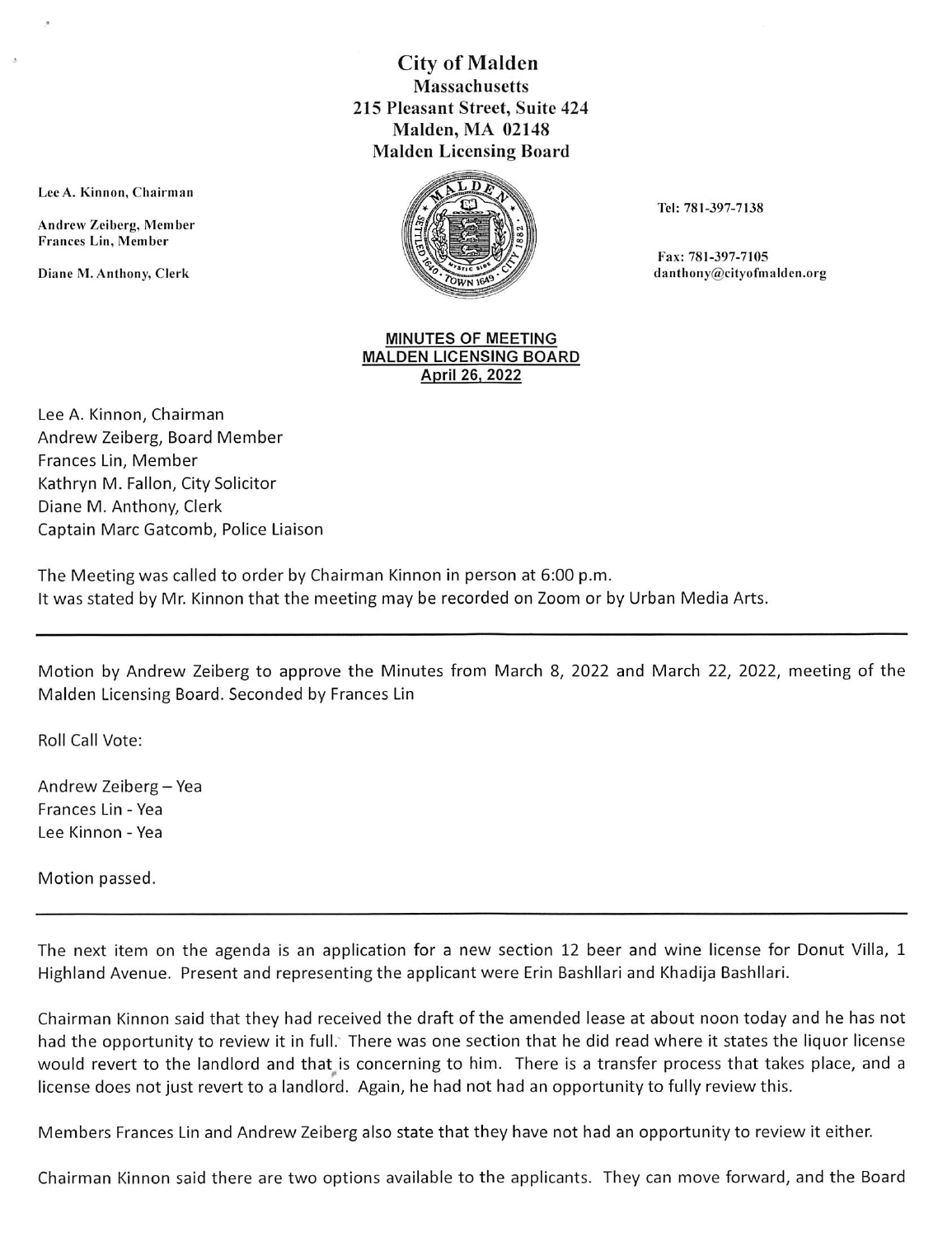# City of Malden

**Massachusetts**
**215 Pleasant Street, Suite 424**
**Malden, MA 02148**
**Malden Licensing Board**

Lee A. Kinnon, Chairman
Andrew Zeiberg, Member
Frances Lin, Member
Diane M. Anthony, Clerk

Tel: 781-397-7138
Fax: 781-397-7105
danthony@cityofmalden.org

## MINUTES OF MEETING
## MALDEN LICENSING BOARD
## April 26, 2022

Lee A. Kinnon, Chairman
Andrew Zeiberg, Board Member
Frances Lin, Member
Kathryn M. Fallon, City Solicitor
Diane M. Anthony, Clerk
Captain Marc Gatcomb, Police Liaison

The Meeting was called to order by Chairman Kinnon in person at 6:00 p.m.
It was stated by Mr. Kinnon that the meeting may be recorded on Zoom or by Urban Media Arts.

---

Motion by Andrew Zeiberg to approve the Minutes from March 8, 2022 and March 22, 2022, meeting of the Malden Licensing Board. Seconded by Frances Lin

Roll Call Vote:

Andrew Zeiberg – Yea
Frances Lin - Yea
Lee Kinnon - Yea

Motion passed.

---

The next item on the agenda is an application for a new section 12 beer and wine license for Donut Villa, 1 Highland Avenue. Present and representing the applicant were Erin Bashllari and Khadija Bashllari.

Chairman Kinnon said that they had received the draft of the amended lease at about noon today and he has not had the opportunity to review it in full. There was one section that he did read where it states the liquor license would revert to the landlord and that is concerning to him. There is a transfer process that takes place, and a license does not just revert to a landlord. Again, he had not had an opportunity to fully review this.

Members Frances Lin and Andrew Zeiberg also state that they have not had an opportunity to review it either.

Chairman Kinnon said there are two options available to the applicants. They can move forward, and the Board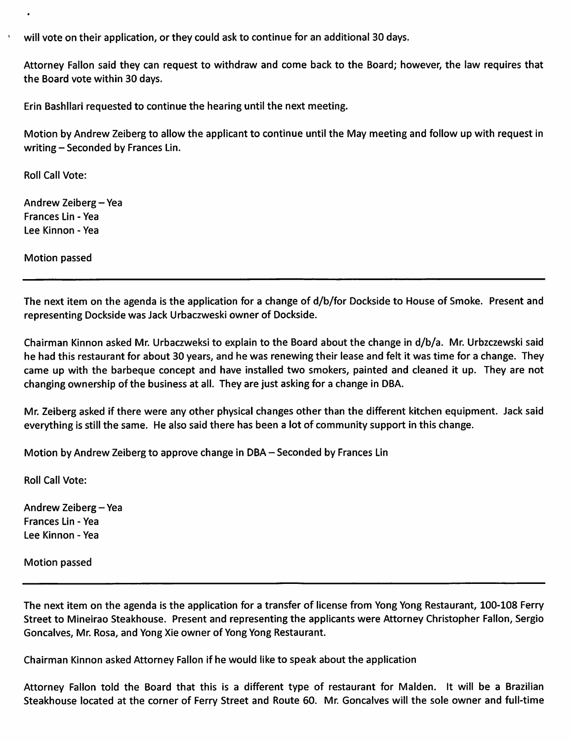will vote on their application, or they could ask to continue for an additional 30 days.

Attorney Fallon said they can request to withdraw and come back to the Board; however, the law requires that the Board vote within 30 days.

Erin Bashllari requested to continue the hearing until the next meeting.

Motion by Andrew Zeiberg to allow the applicant to continue until the May meeting and follow up with request in writing – Seconded by Frances Lin.

Roll Call Vote:

Andrew Zeiberg – Yea
Frances Lin - Yea
Lee Kinnon - Yea

Motion passed

---

The next item on the agenda is the application for a change of d/b/for Dockside to House of Smoke. Present and representing Dockside was Jack Urbaczweski owner of Dockside.

Chairman Kinnon asked Mr. Urbaczweksi to explain to the Board about the change in d/b/a. Mr. Urbzczewski said he had this restaurant for about 30 years, and he was renewing their lease and felt it was time for a change. They came up with the barbeque concept and have installed two smokers, painted and cleaned it up. They are not changing ownership of the business at all. They are just asking for a change in DBA.

Mr. Zeiberg asked if there were any other physical changes other than the different kitchen equipment. Jack said everything is still the same. He also said there has been a lot of community support in this change.

Motion by Andrew Zeiberg to approve change in DBA – Seconded by Frances Lin

Roll Call Vote:

Andrew Zeiberg – Yea
Frances Lin - Yea
Lee Kinnon - Yea

Motion passed

---

The next item on the agenda is the application for a transfer of license from Yong Yong Restaurant, 100-108 Ferry Street to Mineirao Steakhouse. Present and representing the applicants were Attorney Christopher Fallon, Sergio Goncalves, Mr. Rosa, and Yong Xie owner of Yong Yong Restaurant.

Chairman Kinnon asked Attorney Fallon if he would like to speak about the application

Attorney Fallon told the Board that this is a different type of restaurant for Malden. It will be a Brazilian Steakhouse located at the corner of Ferry Street and Route 60. Mr. Goncalves will the sole owner and full-time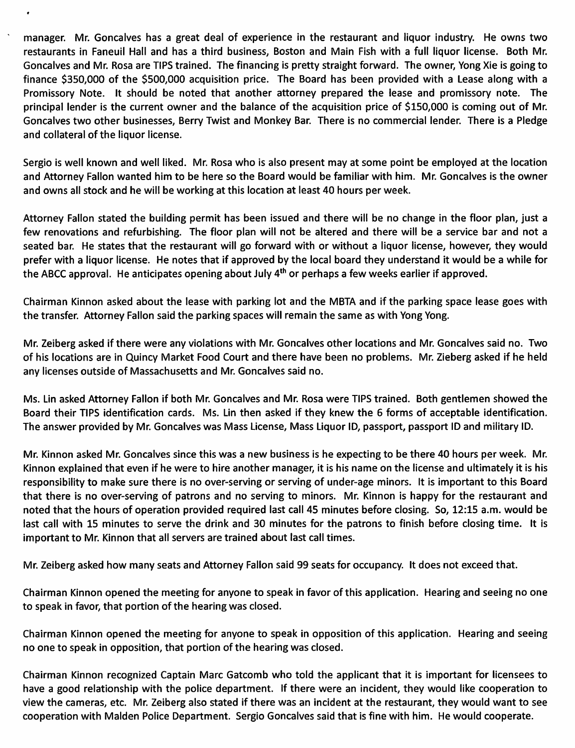manager. Mr. Goncalves has a great deal of experience in the restaurant and liquor industry. He owns two restaurants in Faneuil Hall and has a third business, Boston and Main Fish with a full liquor license. Both Mr. Goncalves and Mr. Rosa are TIPS trained. The financing is pretty straight forward. The owner, Yong Xie is going to finance $350,000 of the $500,000 acquisition price. The Board has been provided with a Lease along with a Promissory Note. It should be noted that another attorney prepared the lease and promissory note. The principal lender is the current owner and the balance of the acquisition price of $150,000 is coming out of Mr. Goncalves two other businesses, Berry Twist and Monkey Bar. There is no commercial lender. There is a Pledge and collateral of the liquor license.

Sergio is well known and well liked. Mr. Rosa who is also present may at some point be employed at the location and Attorney Fallon wanted him to be here so the Board would be familiar with him. Mr. Goncalves is the owner and owns all stock and he will be working at this location at least 40 hours per week.

Attorney Fallon stated the building permit has been issued and there will be no change in the floor plan, just a few renovations and refurbishing. The floor plan will not be altered and there will be a service bar and not a seated bar. He states that the restaurant will go forward with or without a liquor license, however, they would prefer with a liquor license. He notes that if approved by the local board they understand it would be a while for the ABCC approval. He anticipates opening about July 4th or perhaps a few weeks earlier if approved.

Chairman Kinnon asked about the lease with parking lot and the MBTA and if the parking space lease goes with the transfer. Attorney Fallon said the parking spaces will remain the same as with Yong Yong.

Mr. Zeiberg asked if there were any violations with Mr. Goncalves other locations and Mr. Goncalves said no. Two of his locations are in Quincy Market Food Court and there have been no problems. Mr. Zieberg asked if he held any licenses outside of Massachusetts and Mr. Goncalves said no.

Ms. Lin asked Attorney Fallon if both Mr. Goncalves and Mr. Rosa were TIPS trained. Both gentlemen showed the Board their TIPS identification cards. Ms. Lin then asked if they knew the 6 forms of acceptable identification. The answer provided by Mr. Goncalves was Mass License, Mass Liquor ID, passport, passport ID and military ID.

Mr. Kinnon asked Mr. Goncalves since this was a new business is he expecting to be there 40 hours per week. Mr. Kinnon explained that even if he were to hire another manager, it is his name on the license and ultimately it is his responsibility to make sure there is no over-serving or serving of under-age minors. It is important to this Board that there is no over-serving of patrons and no serving to minors. Mr. Kinnon is happy for the restaurant and noted that the hours of operation provided required last call 45 minutes before closing. So, 12:15 a.m. would be last call with 15 minutes to serve the drink and 30 minutes for the patrons to finish before closing time. It is important to Mr. Kinnon that all servers are trained about last call times.

Mr. Zeiberg asked how many seats and Attorney Fallon said 99 seats for occupancy. It does not exceed that.

Chairman Kinnon opened the meeting for anyone to speak in favor of this application. Hearing and seeing no one to speak in favor, that portion of the hearing was closed.

Chairman Kinnon opened the meeting for anyone to speak in opposition of this application. Hearing and seeing no one to speak in opposition, that portion of the hearing was closed.

Chairman Kinnon recognized Captain Marc Gatcomb who told the applicant that it is important for licensees to have a good relationship with the police department. If there were an incident, they would like cooperation to view the cameras, etc. Mr. Zeiberg also stated if there was an incident at the restaurant, they would want to see cooperation with Malden Police Department. Sergio Goncalves said that is fine with him. He would cooperate.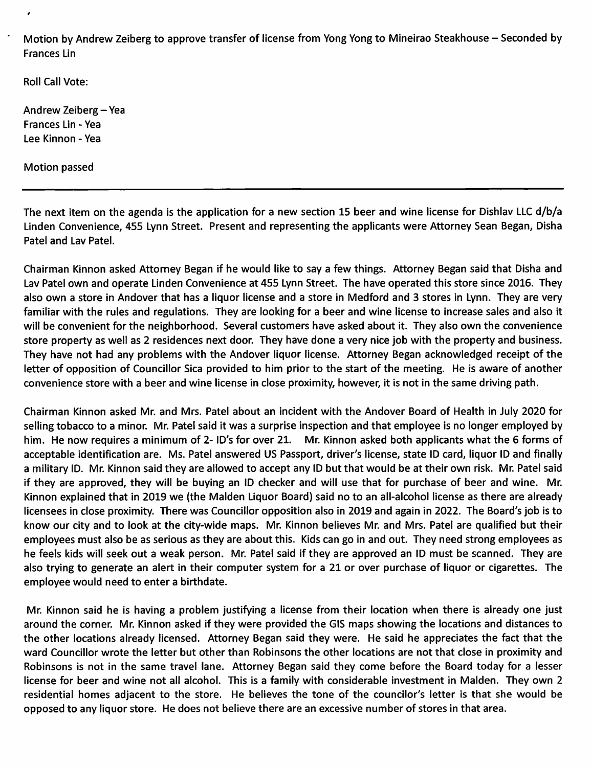Motion by Andrew Zeiberg to approve transfer of license from Yong Yong to Mineirao Steakhouse – Seconded by Frances Lin

Roll Call Vote:

Andrew Zeiberg – Yea
Frances Lin - Yea
Lee Kinnon - Yea

Motion passed

---

The next item on the agenda is the application for a new section 15 beer and wine license for Dishlav LLC d/b/a Linden Convenience, 455 Lynn Street. Present and representing the applicants were Attorney Sean Began, Disha Patel and Lav Patel.

Chairman Kinnon asked Attorney Began if he would like to say a few things. Attorney Began said that Disha and Lav Patel own and operate Linden Convenience at 455 Lynn Street. The have operated this store since 2016. They also own a store in Andover that has a liquor license and a store in Medford and 3 stores in Lynn. They are very familiar with the rules and regulations. They are looking for a beer and wine license to increase sales and also it will be convenient for the neighborhood. Several customers have asked about it. They also own the convenience store property as well as 2 residences next door. They have done a very nice job with the property and business. They have not had any problems with the Andover liquor license. Attorney Began acknowledged receipt of the letter of opposition of Councillor Sica provided to him prior to the start of the meeting. He is aware of another convenience store with a beer and wine license in close proximity, however, it is not in the same driving path.

Chairman Kinnon asked Mr. and Mrs. Patel about an incident with the Andover Board of Health in July 2020 for selling tobacco to a minor. Mr. Patel said it was a surprise inspection and that employee is no longer employed by him. He now requires a minimum of 2- ID's for over 21. Mr. Kinnon asked both applicants what the 6 forms of acceptable identification are. Ms. Patel answered US Passport, driver's license, state ID card, liquor ID and finally a military ID. Mr. Kinnon said they are allowed to accept any ID but that would be at their own risk. Mr. Patel said if they are approved, they will be buying an ID checker and will use that for purchase of beer and wine. Mr. Kinnon explained that in 2019 we (the Malden Liquor Board) said no to an all-alcohol license as there are already licensees in close proximity. There was Councillor opposition also in 2019 and again in 2022. The Board's job is to know our city and to look at the city-wide maps. Mr. Kinnon believes Mr. and Mrs. Patel are qualified but their employees must also be as serious as they are about this. Kids can go in and out. They need strong employees as he feels kids will seek out a weak person. Mr. Patel said if they are approved an ID must be scanned. They are also trying to generate an alert in their computer system for a 21 or over purchase of liquor or cigarettes. The employee would need to enter a birthdate.

Mr. Kinnon said he is having a problem justifying a license from their location when there is already one just around the corner. Mr. Kinnon asked if they were provided the GIS maps showing the locations and distances to the other locations already licensed. Attorney Began said they were. He said he appreciates the fact that the ward Councillor wrote the letter but other than Robinsons the other locations are not that close in proximity and Robinsons is not in the same travel lane. Attorney Began said they come before the Board today for a lesser license for beer and wine not all alcohol. This is a family with considerable investment in Malden. They own 2 residential homes adjacent to the store. He believes the tone of the councilor's letter is that she would be opposed to any liquor store. He does not believe there are an excessive number of stores in that area.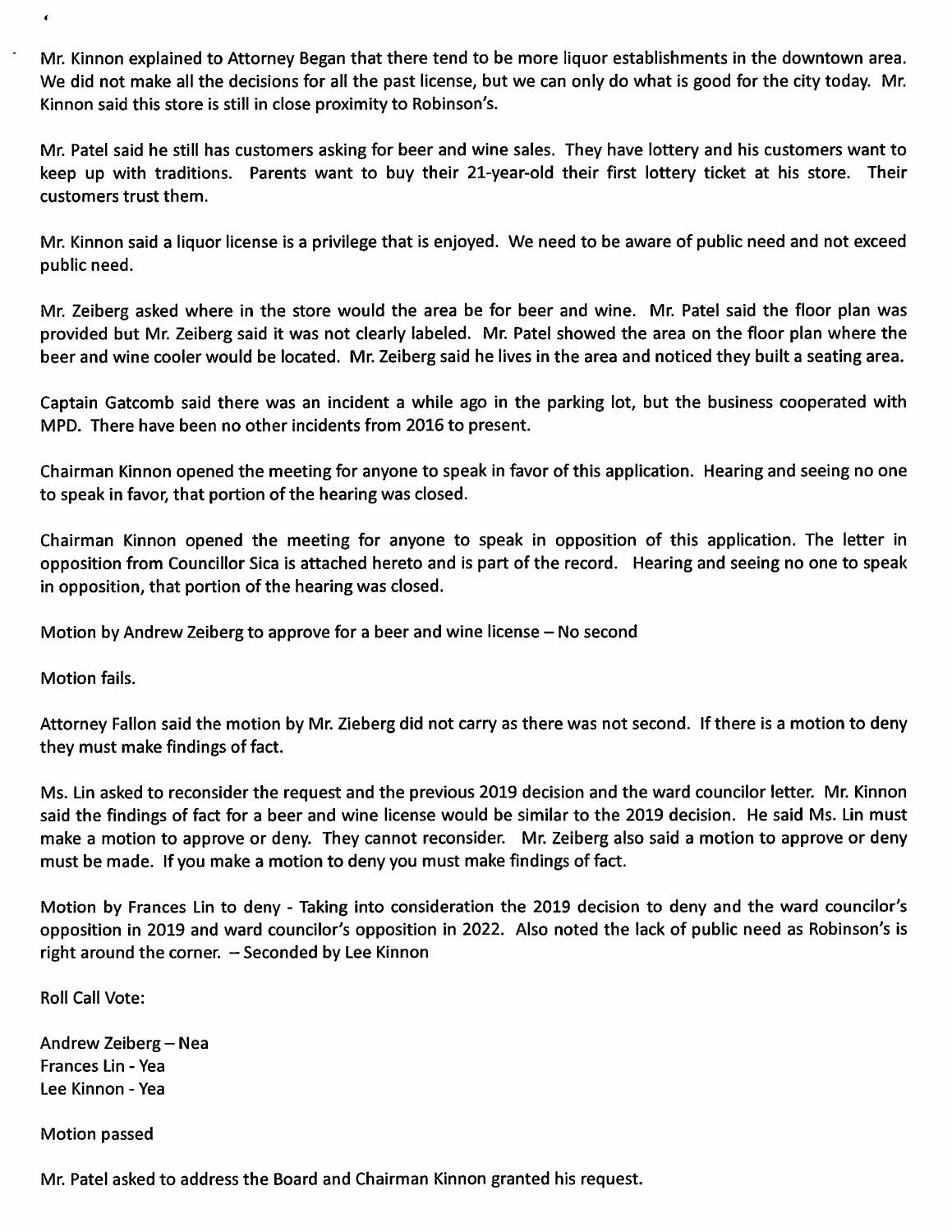Mr. Kinnon explained to Attorney Began that there tend to be more liquor establishments in the downtown area. We did not make all the decisions for all the past license, but we can only do what is good for the city today. Mr. Kinnon said this store is still in close proximity to Robinson's.

Mr. Patel said he still has customers asking for beer and wine sales. They have lottery and his customers want to keep up with traditions. Parents want to buy their 21-year-old their first lottery ticket at his store. Their customers trust them.

Mr. Kinnon said a liquor license is a privilege that is enjoyed. We need to be aware of public need and not exceed public need.

Mr. Zeiberg asked where in the store would the area be for beer and wine. Mr. Patel said the floor plan was provided but Mr. Zeiberg said it was not clearly labeled. Mr. Patel showed the area on the floor plan where the beer and wine cooler would be located. Mr. Zeiberg said he lives in the area and noticed they built a seating area.

Captain Gatcomb said there was an incident a while ago in the parking lot, but the business cooperated with MPD. There have been no other incidents from 2016 to present.

Chairman Kinnon opened the meeting for anyone to speak in favor of this application. Hearing and seeing no one to speak in favor, that portion of the hearing was closed.

Chairman Kinnon opened the meeting for anyone to speak in opposition of this application. The letter in opposition from Councillor Sica is attached hereto and is part of the record. Hearing and seeing no one to speak in opposition, that portion of the hearing was closed.

Motion by Andrew Zeiberg to approve for a beer and wine license – No second

Motion fails.

Attorney Fallon said the motion by Mr. Zieberg did not carry as there was not second. If there is a motion to deny they must make findings of fact.

Ms. Lin asked to reconsider the request and the previous 2019 decision and the ward councilor letter. Mr. Kinnon said the findings of fact for a beer and wine license would be similar to the 2019 decision. He said Ms. Lin must make a motion to approve or deny. They cannot reconsider. Mr. Zeiberg also said a motion to approve or deny must be made. If you make a motion to deny you must make findings of fact.

Motion by Frances Lin to deny - Taking into consideration the 2019 decision to deny and the ward councilor's opposition in 2019 and ward councilor's opposition in 2022. Also noted the lack of public need as Robinson's is right around the corner. – Seconded by Lee Kinnon

Roll Call Vote:

Andrew Zeiberg – Nea
Frances Lin - Yea
Lee Kinnon - Yea

Motion passed

Mr. Patel asked to address the Board and Chairman Kinnon granted his request.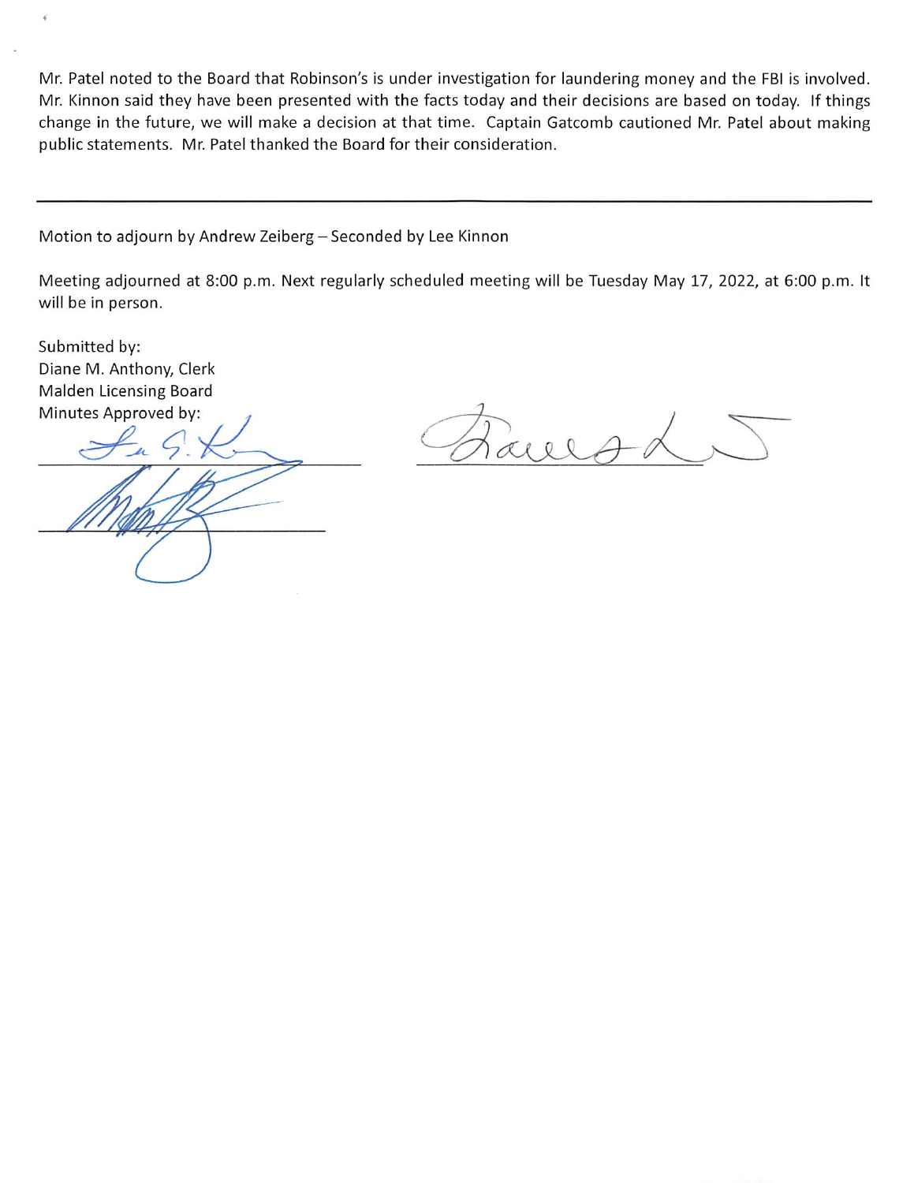Mr. Patel noted to the Board that Robinson's is under investigation for laundering money and the FBI is involved. Mr. Kinnon said they have been presented with the facts today and their decisions are based on today. If things change in the future, we will make a decision at that time. Captain Gatcomb cautioned Mr. Patel about making public statements. Mr. Patel thanked the Board for their consideration.

---

Motion to adjourn by Andrew Zeiberg – Seconded by Lee Kinnon

Meeting adjourned at 8:00 p.m. Next regularly scheduled meeting will be Tuesday May 17, 2022, at 6:00 p.m. It will be in person.

Submitted by:
Diane M. Anthony, Clerk
Malden Licensing Board
Minutes Approved by:

\_\_\_\_\_\_\_\_\_\_\_\_\_\_\_\_\_\_\_\_ \_\_\_\_\_\_\_\_\_\_\_\_\_\_\_\_\_\_\_\_

\_\_\_\_\_\_\_\_\_\_\_\_\_\_\_\_\_\_\_\_